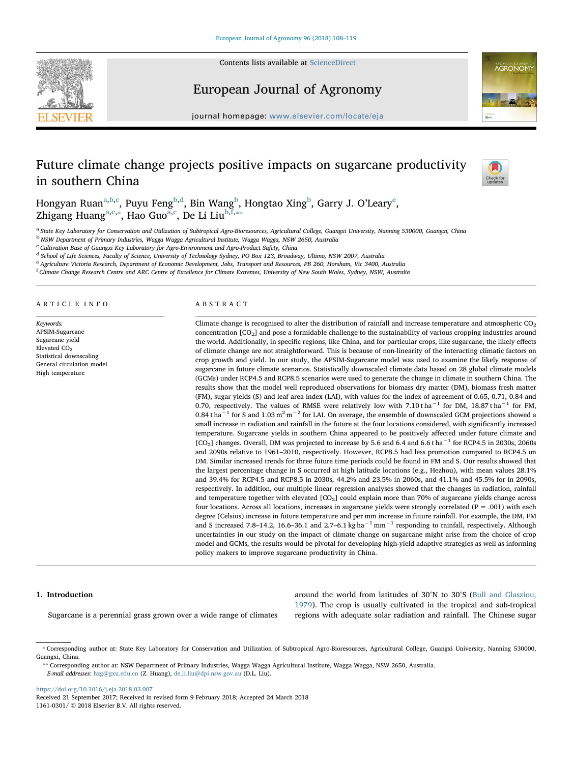# Future climate change projects positive impacts on sugarcane productivity in southern China

Hongyan Ruan[a,b,c], Puyu Feng[b,d], Bin Wang[b], Hongtao Xing[b], Garry J. O'Leary[e], Zhigang Huang[a,c,*], Hao Guo[a,c], De Li Liu[b,f,**]

[a] State Key Laboratory for Conservation and Utilization of Subtropical Agro-Bioresources, Agricultural College, Guangxi University, Nanning 530000, Guangxi, China
[b] NSW Department of Primary Industries, Wagga Wagga Agricultural Institute, Wagga Wagga, NSW 2650, Australia
[c] Cultivation Base of Guangxi Key Laboratory for Agro-Environment and Agro-Product Safety, China
[d] School of Life Sciences, Faculty of Science, University of Technology Sydney, PO Box 123, Broadway, Ultimo, NSW 2007, Australia
[e] Agriculture Victoria Research, Department of Economic Development, Jobs, Transport and Resources, PB 260, Horsham, Vic 3400, Australia
[f] Climate Change Research Centre and ARC Centre of Excellence for Climate Extremes, University of New South Wales, Sydney, NSW, Australia

## ARTICLE INFO

*Keywords:*
APSIM-Sugarcane
Sugarcane yield
Elevated $CO_2$
Statistical downscaling
General circulation model
High temperature

## ABSTRACT

Climate change is recognised to alter the distribution of rainfall and increase temperature and atmospheric $CO_2$ concentration [$CO_2$] and pose a formidable challenge to the sustainability of various cropping industries around the world. Additionally, in specific regions, like China, and for particular crops, like sugarcane, the likely effects of climate change are not straightforward. This is because of non-linearity of the interacting climatic factors on crop growth and yield. In our study, the APSIM-Sugarcane model was used to examine the likely response of sugarcane in future climate scenarios. Statistically downscaled climate data based on 28 global climate models (GCMs) under RCP4.5 and RCP8.5 scenarios were used to generate the change in climate in southern China. The results show that the model well reproduced observations for biomass dry matter (DM), biomass fresh matter (FM), sugar yields (S) and leaf area index (LAI), with values for the index of agreement of 0.65, 0.71, 0.84 and 0.70, respectively. The values of RMSE were relatively low with 7.10 t $ha^{-1}$ for DM, 18.87 t $ha^{-1}$ for FM, 0.84 t $ha^{-1}$ for S and 1.03 $m^2$ $m^{-2}$ for LAI. On average, the ensemble of downscaled GCM projections showed a small increase in radiation and rainfall in the future at the four locations considered, with significantly increased temperature. Sugarcane yields in southern China appeared to be positively affected under future climate and [$CO_2$] changes. Overall, DM was projected to increase by 5.6 and 6.4 and 6.6 t $ha^{-1}$ for RCP4.5 in 2030s, 2060s and 2090s relative to 1961–2010, respectively. However, RCP8.5 had less promotion compared to RCP4.5 on DM. Similar increased trends for three future time periods could be found in FM and S. Our results showed that the largest percentage change in S occurred at high latitude locations (e.g., Hezhou), with mean values 28.1% and 39.4% for RCP4.5 and RCP8.5 in 2030s, 44.2% and 23.5% in 2060s, and 41.1% and 45.5% for in 2090s, respectively. In addition, our multiple linear regression analyses showed that the changes in radiation, rainfall and temperature together with elevated [$CO_2$] could explain more than 70% of sugarcane yields change across four locations. Across all locations, increases in sugarcane yields were strongly correlated ($P = .001$) with each degree (Celsius) increase in future temperature and per mm increase in future rainfall. For example, the DM, FM and S increased 7.8–14.2, 16.6–36.1 and 2.7–6.1 kg $ha^{-1}$ $mm^{-1}$ responding to rainfall, respectively. Although uncertainties in our study on the impact of climate change on sugarcane might arise from the choice of crop model and GCMs, the results would be pivotal for developing high-yield adaptive strategies as well as informing policy makers to improve sugarcane productivity in China.

## 1. Introduction

Sugarcane is a perennial grass grown over a wide range of climates around the world from latitudes of 30°N to 30°S (Bull and Glasziou, 1979). The crop is usually cultivated in the tropical and sub-tropical regions with adequate solar radiation and rainfall. The Chinese sugar

* Corresponding author at: State Key Laboratory for Conservation and Utilization of Subtropical Agro-Bioresources, Agricultural College, Guangxi University, Nanning 530000, Guangxi, China.
** Corresponding author at: NSW Department of Primary Industries, Wagga Wagga Agricultural Institute, Wagga Wagga, NSW 2650, Australia.
*E-mail addresses:* hzg@gxu.edu.cn (Z. Huang), de.li.liu@dpi.nsw.gov.au (D.L. Liu).

https://doi.org/10.1016/j.eja.2018.03.007
Received 21 September 2017; Received in revised form 9 February 2018; Accepted 24 March 2018
1161-0301/ © 2018 Elsevier B.V. All rights reserved.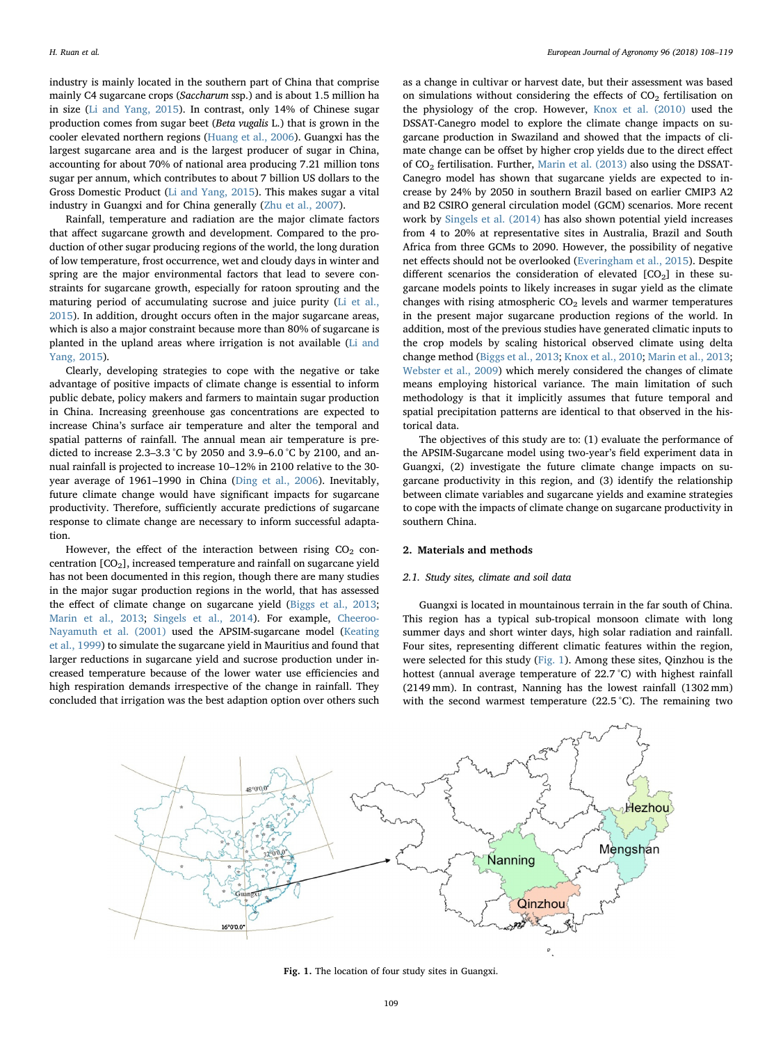industry is mainly located in the southern part of China that comprise mainly C4 sugarcane crops (*Saccharum* ssp.) and is about 1.5 million ha in size (Li and Yang, 2015). In contrast, only 14% of Chinese sugar production comes from sugar beet (*Beta vugalis* L.) that is grown in the cooler elevated northern regions (Huang et al., 2006). Guangxi has the largest sugarcane area and is the largest producer of sugar in China, accounting for about 70% of national area producing 7.21 million tons sugar per annum, which contributes to about 7 billion US dollars to the Gross Domestic Product (Li and Yang, 2015). This makes sugar a vital industry in Guangxi and for China generally (Zhu et al., 2007).

Rainfall, temperature and radiation are the major climate factors that affect sugarcane growth and development. Compared to the production of other sugar producing regions of the world, the long duration of low temperature, frost occurrence, wet and cloudy days in winter and spring are the major environmental factors that lead to severe constraints for sugarcane growth, especially for ratoon sprouting and the maturing period of accumulating sucrose and juice purity (Li et al., 2015). In addition, drought occurs often in the major sugarcane areas, which is also a major constraint because more than 80% of sugarcane is planted in the upland areas where irrigation is not available (Li and Yang, 2015).

Clearly, developing strategies to cope with the negative or take advantage of positive impacts of climate change is essential to inform public debate, policy makers and farmers to maintain sugar production in China. Increasing greenhouse gas concentrations are expected to increase China's surface air temperature and alter the temporal and spatial patterns of rainfall. The annual mean air temperature is predicted to increase 2.3–3.3 °C by 2050 and 3.9–6.0 °C by 2100, and annual rainfall is projected to increase 10–12% in 2100 relative to the 30-year average of 1961–1990 in China (Ding et al., 2006). Inevitably, future climate change would have significant impacts for sugarcane productivity. Therefore, sufficiently accurate predictions of sugarcane response to climate change are necessary to inform successful adaptation.

However, the effect of the interaction between rising $CO_2$ concentration [$CO_2$], increased temperature and rainfall on sugarcane yield has not been documented in this region, though there are many studies in the major sugar production regions in the world, that has assessed the effect of climate change on sugarcane yield (Biggs et al., 2013; Marin et al., 2013; Singels et al., 2014). For example, Cheeroo-Nayamuth et al. (2001) used the APSIM-sugarcane model (Keating et al., 1999) to simulate the sugarcane yield in Mauritius and found that larger reductions in sugarcane yield and sucrose production under increased temperature because of the lower water use efficiencies and high respiration demands irrespective of the change in rainfall. They concluded that irrigation was the best adaption option over others such as a change in cultivar or harvest date, but their assessment was based on simulations without considering the effects of $CO_2$ fertilisation on the physiology of the crop. However, Knox et al. (2010) used the DSSAT-Canegro model to explore the climate change impacts on sugarcane production in Swaziland and showed that the impacts of climate change can be offset by higher crop yields due to the direct effect of $CO_2$ fertilisation. Further, Marin et al. (2013) also using the DSSAT-Canegro model has shown that sugarcane yields are expected to increase by 24% by 2050 in southern Brazil based on earlier CMIP3 A2 and B2 CSIRO general circulation model (GCM) scenarios. More recent work by Singels et al. (2014) has also shown potential yield increases from 4 to 20% at representative sites in Australia, Brazil and South Africa from three GCMs to 2090. However, the possibility of negative net effects should not be overlooked (Everingham et al., 2015). Despite different scenarios the consideration of elevated [$CO_2$] in these sugarcane models points to likely increases in sugar yield as the climate changes with rising atmospheric $CO_2$ levels and warmer temperatures in the present major sugarcane production regions of the world. In addition, most of the previous studies have generated climatic inputs to the crop models by scaling historical observed climate using delta change method (Biggs et al., 2013; Knox et al., 2010; Marin et al., 2013; Webster et al., 2009) which merely considered the changes of climate means employing historical variance. The main limitation of such methodology is that it implicitly assumes that future temporal and spatial precipitation patterns are identical to that observed in the historical data.

The objectives of this study are to: (1) evaluate the performance of the APSIM-Sugarcane model using two-year's field experiment data in Guangxi, (2) investigate the future climate change impacts on sugarcane productivity in this region, and (3) identify the relationship between climate variables and sugarcane yields and examine strategies to cope with the impacts of climate change on sugarcane productivity in southern China.

## 2. Materials and methods

### 2.1. Study sites, climate and soil data

Guangxi is located in mountainous terrain in the far south of China. This region has a typical sub-tropical monsoon climate with long summer days and short winter days, high solar radiation and rainfall. Four sites, representing different climatic features within the region, were selected for this study (Fig. 1). Among these sites, Qinzhou is the hottest (annual average temperature of 22.7 °C) with highest rainfall (2149 mm). In contrast, Nanning has the lowest rainfall (1302 mm) with the second warmest temperature (22.5 °C). The remaining two

**Fig. 1.** The location of four study sites in Guangxi.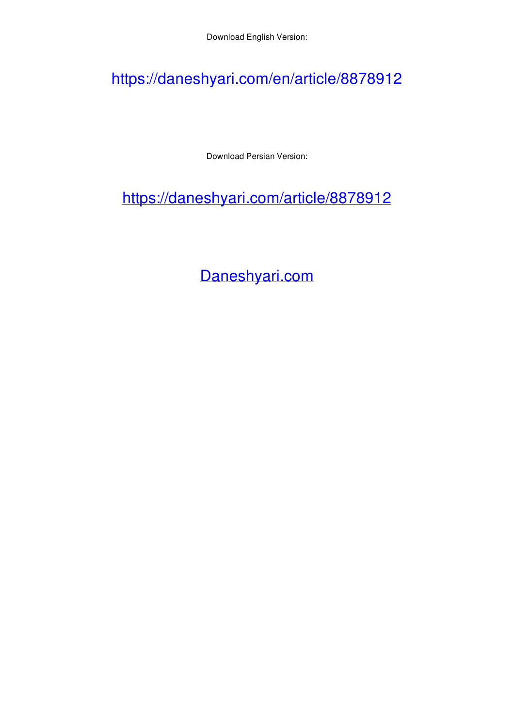Download English Version:

https://daneshyari.com/en/article/8878912

Download Persian Version:

https://daneshyari.com/article/8878912

Daneshyari.com